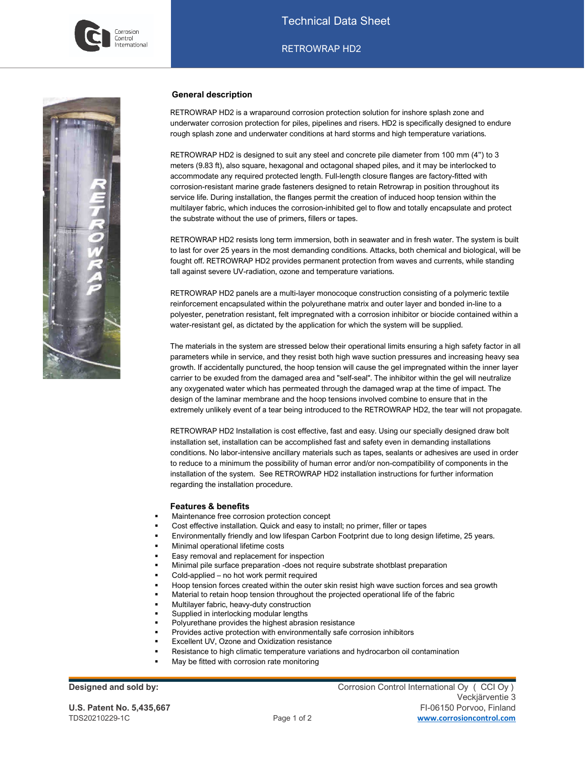# Technical Data Sheet

## RETROWRAP HD2

### General description

RETROWRAP HD2 is a wraparound corrosion protection solution for inshore splash zone and underwater corrosion protection for piles, pipelines and risers. HD2 is specifically designed to endure rough splash zone and underwater conditions at hard storms and high temperature variations.

RETROWRAP HD2 is designed to suit any steel and concrete pile diameter from 100 mm (4") to 3 meters (9.83 ft), also square, hexagonal and octagonal shaped piles, and it may be interlocked to accommodate any required protected length. Full-length closure flanges are factory-fitted with corrosion-resistant marine grade fasteners designed to retain Retrowrap in position throughout its service life. During installation, the flanges permit the creation of induced hoop tension within the multilayer fabric, which induces the corrosion-inhibited gel to flow and totally encapsulate and protect the substrate without the use of primers, fillers or tapes.

RETROWRAP HD2 resists long term immersion, both in seawater and in fresh water. The system is built to last for over 25 years in the most demanding conditions. Attacks, both chemical and biological, will be fought off. RETROWRAP HD2 provides permanent protection from waves and currents, while standing tall against severe UV-radiation, ozone and temperature variations.

RETROWRAP HD2 panels are a multi-layer monocoque construction consisting of a polymeric textile reinforcement encapsulated within the polyurethane matrix and outer layer and bonded in-line to a polyester, penetration resistant, felt impregnated with a corrosion inhibitor or biocide contained within a water-resistant gel, as dictated by the application for which the system will be supplied.

The materials in the system are stressed below their operational limits ensuring a high safety factor in all parameters while in service, and they resist both high wave suction pressures and increasing heavy sea growth. If accidentally punctured, the hoop tension will cause the gel impregnated within the inner layer carrier to be exuded from the damaged area and "self-seal". The inhibitor within the gel will neutralize any oxygenated water which has permeated through the damaged wrap at the time of impact. The design of the laminar membrane and the hoop tensions involved combine to ensure that in the extremely unlikely event of a tear being introduced to the RETROWRAP HD2, the tear will not propagate.

RETROWRAP HD2 Installation is cost effective, fast and easy. Using our specially designed draw bolt installation set, installation can be accomplished fast and safety even in demanding installations conditions. No labor-intensive ancillary materials such as tapes, sealants or adhesives are used in order to reduce to a minimum the possibility of human error and/or non-compatibility of components in the installation of the system. See RETROWRAP HD2 installation instructions for further information regarding the installation procedure.

### Features & benefits

- Maintenance free corrosion protection concept
- Cost effective installation. Quick and easy to install; no primer, filler or tapes
- Environmentally friendly and low lifespan Carbon Footprint due to long design lifetime, 25 years.
- Minimal operational lifetime costs
- Easy removal and replacement for inspection
- Minimal pile surface preparation -does not require substrate shotblast preparation
- Cold-applied – no hot work permit required
- Hoop tension forces created within the outer skin resist high wave suction forces and sea growth
- Material to retain hoop tension throughout the projected operational life of the fabric
- Multilayer fabric, heavy-duty construction
- Supplied in interlocking modular lengths
- Polyurethane provides the highest abrasion resistance
- Provides active protection with environmentally safe corrosion inhibitors
- Excellent UV, Ozone and Oxidization resistance
- Resistance to high climatic temperature variations and hydrocarbon oil contamination
- May be fitted with corrosion rate monitoring

**Designed and sold by:**

Corrosion Control International Oy ( CCI Oy )
Veckjärventie 3
FI-06150 Porvoo, Finland
www.corrosioncontrol.com

**U.S. Patent No. 5,435,667**
TDS20210229-1C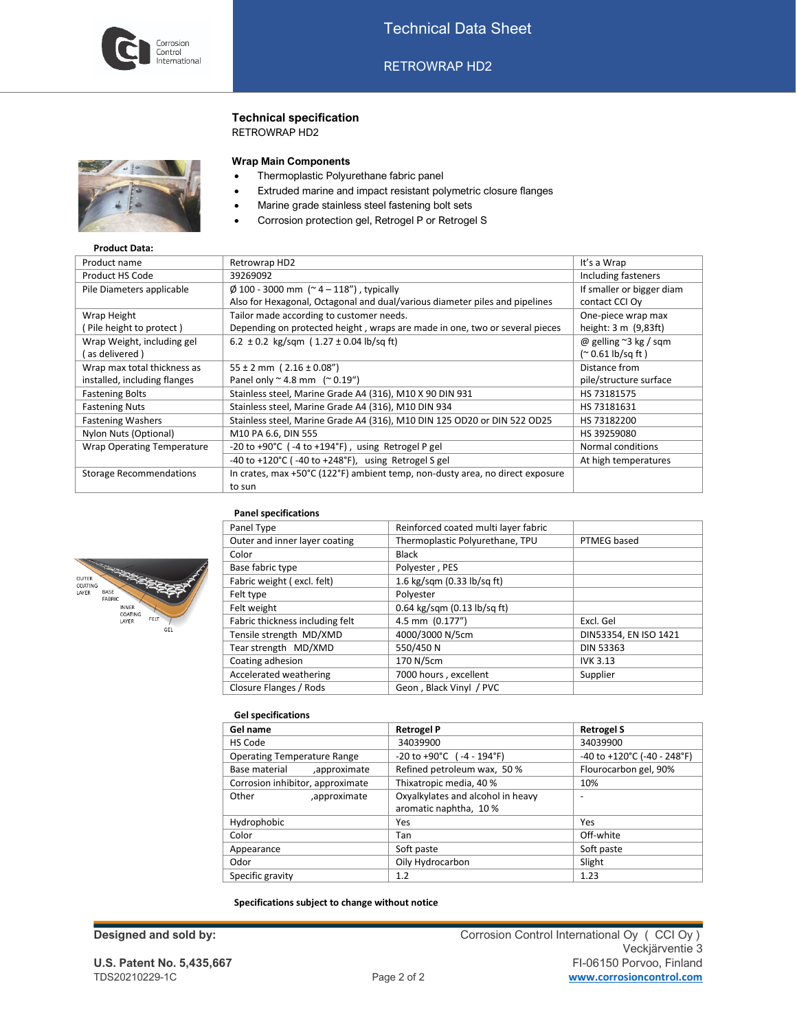# Technical Data Sheet

RETROWRAP HD2

## Technical specification

RETROWRAP HD2

### Wrap Main Components

- Thermoplastic Polyurethane fabric panel
- Extruded marine and impact resistant polymetric closure flanges
- Marine grade stainless steel fastening bolt sets
- Corrosion protection gel, Retrogel P or Retrogel S

**Product Data:**

| | | |
|---|---|---|
| Product name | Retrowrap HD2 | It's a Wrap |
| Product HS Code | 39269092 | Including fasteners |
| Pile Diameters applicable | Ø 100 - 3000 mm (~ 4 – 118") , typically<br>Also for Hexagonal, Octagonal and dual/various diameter piles and pipelines | If smaller or bigger diam contact CCI Oy |
| Wrap Height<br>( Pile height to protect ) | Tailor made according to customer needs.<br>Depending on protected height , wraps are made in one, two or several pieces | One-piece wrap max height: 3 m (9,83ft) |
| Wrap Weight, including gel<br>( as delivered ) | 6.2 ± 0.2 kg/sqm ( 1.27 ± 0.04 lb/sq ft) | @ gelling ~3 kg / sqm<br>(~ 0.61 lb/sq ft ) |
| Wrap max total thickness as installed, including flanges | 55 ± 2 mm ( 2.16 ± 0.08")<br>Panel only ~ 4.8 mm (~ 0.19") | Distance from pile/structure surface |
| Fastening Bolts | Stainless steel, Marine Grade A4 (316), M10 X 90 DIN 931 | HS 73181575 |
| Fastening Nuts | Stainless steel, Marine Grade A4 (316), M10 DIN 934 | HS 73181631 |
| Fastening Washers | Stainless steel, Marine Grade A4 (316), M10 DIN 125 OD20 or DIN 522 OD25 | HS 73182200 |
| Nylon Nuts (Optional) | M10 PA 6.6, DIN 555 | HS 39259080 |
| Wrap Operating Temperature | -20 to +90°C ( -4 to +194°F) , using Retrogel P gel<br>-40 to +120°C ( -40 to +248°F), using Retrogel S gel | Normal conditions<br>At high temperatures |
| Storage Recommendations | In crates, max +50°C (122°F) ambient temp, non-dusty area, no direct exposure to sun | |

OUTER COATING LAYER
BASE FABRIC
INNER COATING LAYER
FELT
GEL

**Panel specifications**

| | | |
|---|---|---|
| Panel Type | Reinforced coated multi layer fabric | |
| Outer and inner layer coating | Thermoplastic Polyurethane, TPU | PTMEG based |
| Color | Black | |
| Base fabric type | Polyester , PES | |
| Fabric weight ( excl. felt) | 1.6 kg/sqm (0.33 lb/sq ft) | |
| Felt type | Polyester | |
| Felt weight | 0.64 kg/sqm (0.13 lb/sq ft) | |
| Fabric thickness including felt | 4.5 mm (0.177") | Excl. Gel |
| Tensile strength MD/XMD | 4000/3000 N/5cm | DIN53354, EN ISO 1421 |
| Tear strength MD/XMD | 550/450 N | DIN 53363 |
| Coating adhesion | 170 N/5cm | IVK 3.13 |
| Accelerated weathering | 7000 hours , excellent | Supplier |
| Closure Flanges / Rods | Geon , Black Vinyl / PVC | |

**Gel specifications**

| Gel name | Retrogel P | Retrogel S |
|---|---|---|
| HS Code | 34039900 | 34039900 |
| Operating Temperature Range | -20 to +90°C ( -4 - 194°F) | -40 to +120°C (-40 - 248°F) |
| Base material ,approximate | Refined petroleum wax, 50 % | Flourocarbon gel, 90% |
| Corrosion inhibitor, approximate | Thixatropic media, 40 % | 10% |
| Other ,approximate | Oxyalkylates and alcohol in heavy aromatic naphtha, 10 % | - |
| Hydrophobic | Yes | Yes |
| Color | Tan | Off-white |
| Appearance | Soft paste | Soft paste |
| Odor | Oily Hydrocarbon | Slight |
| Specific gravity | 1.2 | 1.23 |

**Specifications subject to change without notice**

**Designed and sold by:**

**U.S. Patent No. 5,435,667**

TDS20210229-1C

Corrosion Control International Oy ( CCI Oy )
Veckjärventie 3
FI-06150 Porvoo, Finland
www.corrosioncontrol.com